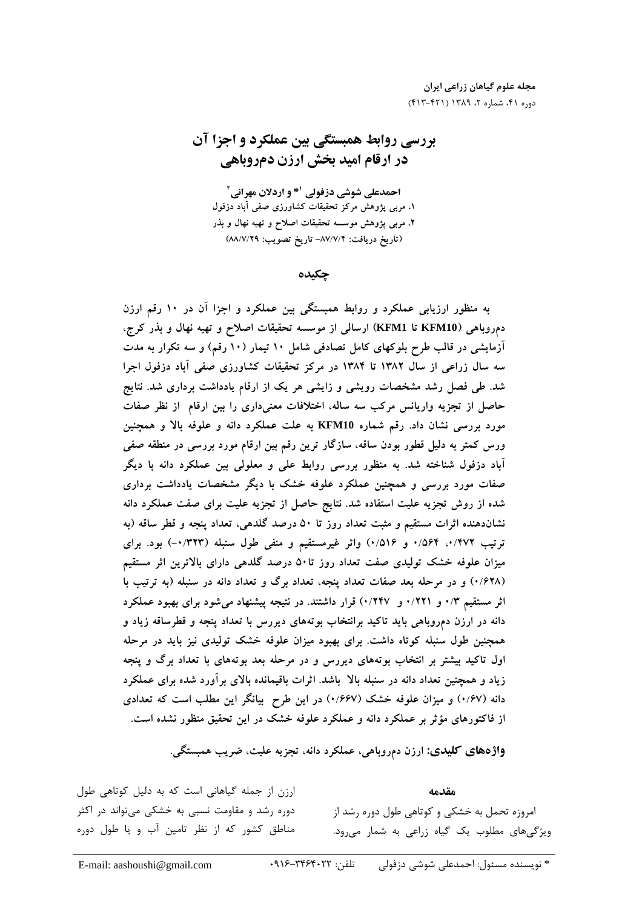# بررسی روابط همبستگی بین عملکرد و اجزا آن در ارقام امید بخش ارزن دم‌روباهی

**احمدعلی شوشی دزفولی [1]* و اردلان مهرانی [2]**

۱، مربی پژوهش مرکز تحقیقات کشاورزی صفی آباد دزفول

۲، مربی پژوهش موسسه تحقیقات اصلاح و تهیه نهال و بذر

(تاریخ دریافت: ۸۷/۷/۴- تاریخ تصویب: ۸۸/۷/۲۹)

## چکیده

**به منظور ارزیابی عملکرد و روابط همبستگی بین عملکرد و اجزا آن در ۱۰ رقم ارزن دم‌روباهی (KFM1 تا KFM10) ارسالی از موسسه تحقیقات اصلاح و تهیه نهال و بذر کرج، آزمایشی در قالب طرح بلوکهای کامل تصادفی شامل ۱۰ تیمار (۱۰ رقم) و سه تکرار به مدت سه سال زراعی از سال ۱۳۸۲ تا ۱۳۸۴ در مرکز تحقیقات کشاورزی صفی آباد دزفول اجرا شد. طی فصل رشد مشخصات رویشی و زایشی هر یک از ارقام یادداشت برداری شد. نتایج حاصل از تجزیه واریانس مرکب سه ساله، اختلافات معنی‌داری را بین ارقام از نظر صفات مورد بررسی نشان داد. رقم شماره KFM10 به علت عملکرد دانه و علوفه بالا و همچنین ورس کمتر به دلیل قطور بودن ساقه، سازگار ترین رقم بین ارقام مورد بررسی در منطقه صفی آباد دزفول شناخته شد. به منظور بررسی روابط علی و معلولی بین عملکرد دانه با دیگر صفات مورد بررسی و همچنین عملکرد علوفه خشک با دیگر مشخصات یادداشت برداری شده از روش تجزیه علیت استفاده شد. نتایج حاصل از تجزیه علیت برای صفت عملکرد دانه نشان‌دهنده اثرات مستقیم و مثبت تعداد روز تا ۵۰ درصد گلدهی، تعداد پنجه و قطر ساقه (به ترتیب ۰/۴۷۲، ۰/۵۶۴ و ۰/۵۱۶) واثر غیرمستقیم و منفی طول سنبله (۰/۳۲۳-) بود. برای میزان علوفه خشک تولیدی صفت تعداد روز تا۵۰ درصد گلدهی دارای بالاترین اثر مستقیم (۰/۶۲۸) و در مرحله بعد صفات تعداد پنجه، تعداد برگ و تعداد دانه در سنبله (به ترتیب با اثر مستقیم ۰/۳ و ۰/۲۲۱ و ۰/۲۴۷) قرار داشتند. در نتیجه پیشنهاد می‌شود برای بهبود عملکرد دانه در ارزن دم‌روباهی باید تاکید برانتخاب بوته‌های دیررس با تعداد پنجه و قطرساقه زیاد و همچنین طول سنبله کوتاه داشت. برای بهبود میزان علوفه خشک تولیدی نیز باید در مرحله اول تاکید بیشتر بر انتخاب بوته‌های دیررس و در مرحله بعد بوته‌های با تعداد برگ و پنجه زیاد و همچنین تعداد دانه در سنبله بالا باشد. اثرات باقیمانده بالای برآورد شده برای عملکرد دانه (۰/۶۷) و میزان علوفه خشک (۰/۶۶۷) در این طرح بیانگر این مطلب است که تعدادی از فاکتورهای مؤثر بر عملکرد دانه و عملکرد علوفه خشک در این تحقیق منظور نشده است.**

**واژه‌های کلیدی:** ارزن دم‌روباهی، عملکرد دانه، تجزیه علیت، ضریب همبستگی.

## مقدمه

امروزه تحمل به خشکی و کوتاهی طول دوره رشد از ویژگی‌های مطلوب یک گیاه زراعی به شمار می‌رود. ارزن از جمله گیاهانی است که به دلیل کوتاهی طول دوره رشد و مقاومت نسبی به خشکی می‌تواند در اکثر مناطق کشور که از نظر تامین آب و یا طول دوره

\* نویسنده مسئول: احمدعلی شوشی دزفولی تلفن: ۰۹۱۶-۳۴۶۴۰۲۲ E-mail: aashoushi@gmail.com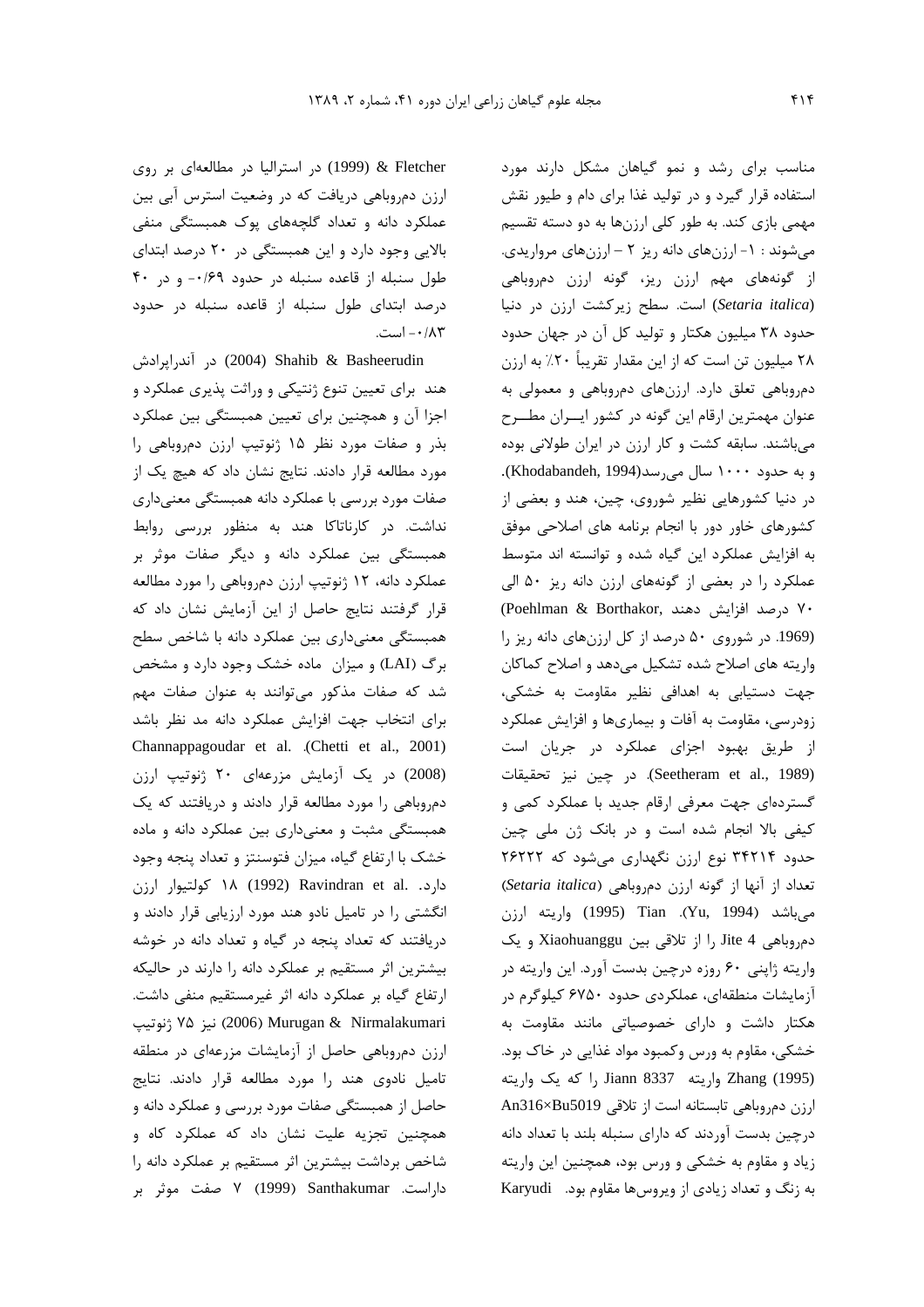مناسب برای رشد و نمو گیاهان مشکل دارند مورد استفاده قرار گیرد و در تولید غذا برای دام و طیور نقش مهمی بازی کند. به طور کلی ارزن‌ها به دو دسته تقسیم می‌شوند : ۱- ارزن‌های دانه ریز ۲ – ارزن‌های مرواریدی. از گونه‌های مهم ارزن ریز، گونه ارزن دم‌روباهی (*Setaria italica*) است. سطح زیرکشت ارزن در دنیا حدود ۳۸ میلیون هکتار و تولید کل آن در جهان حدود ۲۸ میلیون تن است که از این مقدار تقریباً ۲۰٪ به ارزن دم‌روباهی تعلق دارد. ارزن‌های دم‌روباهی و معمولی به عنوان مهمترین ارقام این گونه در کشور ایـــران مطـــرح می‌باشند. سابقه کشت و کار ارزن در ایران طولانی بوده و به حدود ۱۰۰۰ سال می‌رسد(Khodabandeh, 1994). در دنیا کشورهایی نظیر شوروی، چین، هند و بعضی از کشورهای خاور دور با انجام برنامه های اصلاحی موفق به افزایش عملکرد این گیاه شده و توانسته اند متوسط عملکرد را در بعضی از گونه‌های ارزن دانه ریز ۵۰ الی ۷۰ درصد افزایش دهند (Poehlman & Borthakor, 1969). در شوروی ۵۰ درصد از کل ارزن‌های دانه ریز را واریته های اصلاح شده تشکیل می‌دهد و اصلاح کماکان جهت دستیابی به اهدافی نظیر مقاومت به خشکی، زودرسی، مقاومت به آفات و بیماری‌ها و افزایش عملکرد از طریق بهبود اجزای عملکرد در جریان است (Seetheram et al., 1989). در چین نیز تحقیقات گسترده‌ای جهت معرفی ارقام جدید با عملکرد کمی و کیفی بالا انجام شده است و در بانک ژن ملی چین حدود ۳۴۲۱۴ نوع ارزن نگهداری می‌شود که ۲۶۲۲۲ تعداد از آنها از گونه ارزن دم‌روباهی (*Setaria italica*) می‌باشد (Yu, 1994). Tian (1995) واریته ارزن دم‌روباهی Jite 4 را از تلاقی بین Xiaohuanggu و یک واریته ژاپنی ۶۰ روزه درچین بدست آورد. این واریته در آزمایشات منطقه‌ای، عملکردی حدود ۶۷۵۰ کیلوگرم در هکتار داشت و دارای خصوصیاتی مانند مقاومت به خشکی، مقاوم به ورس وکمبود مواد غذایی در خاک بود. Zhang (1995) واریته Jiann 8337 را که یک واریته ارزن دم‌روباهی تابستانه است از تلاقی An316×Bu5019 درچین بدست آوردند که دارای سنبله بلند با تعداد دانه زیاد و مقاوم به خشکی و ورس بود، همچنین این واریته به زنگ و تعداد زیادی از ویروس‌ها مقاوم بود. Karyudi & Fletcher (1999) در استرالیا در مطالعه‌ای بر روی ارزن دم‌روباهی دریافت که در وضعیت استرس آبی بین عملکرد دانه و تعداد گلچه‌های پوک همبستگی منفی بالایی وجود دارد و این همبستگی در ۲۰ درصد ابتدای طول سنبله از قاعده سنبله در حدود ۰/۶۹- و در ۴۰ درصد ابتدای طول سنبله از قاعده سنبله در حدود ۰/۸۳- است.

Shahib & Basheerudin (2004) در آندراپرادش هند برای تعیین تنوع ژنتیکی و وراثت پذیری عملکرد و اجزا آن و همچنین برای تعیین همبستگی بین عملکرد بذر و صفات مورد نظر ۱۵ ژنوتیپ ارزن دم‌روباهی را مورد مطالعه قرار دادند. نتایج نشان داد که هیچ یک از صفات مورد بررسی با عملکرد دانه همبستگی معنی‌داری نداشت. در کارناتاکا هند به منظور بررسی روابط همبستگی بین عملکرد دانه و دیگر صفات موثر بر عملکرد دانه، ۱۲ ژنوتیپ ارزن دم‌روباهی را مورد مطالعه قرار گرفتند نتایج حاصل از این آزمایش نشان داد که همبستگی معنی‌داری بین عملکرد دانه با شاخص سطح برگ (LAI) و میزان ماده خشک وجود دارد و مشخص شد که صفات مذکور می‌توانند به عنوان صفات مهم برای انتخاب جهت افزایش عملکرد دانه مد نظر باشد (Chetti et al., 2001). Channappagoudar et al. (2008) در یک آزمایش مزرعه‌ای ۲۰ ژنوتیپ ارزن دم‌روباهی را مورد مطالعه قرار دادند و دریافتند که یک همبستگی مثبت و معنی‌داری بین عملکرد دانه و ماده خشک با ارتفاع گیاه، میزان فتوسنتز و تعداد پنجه وجود دارد. Ravindran et al. (1992) ۱۸ کولتیوار ارزن انگشتی را در تامیل نادو هند مورد ارزیابی قرار دادند و دریافتند که تعداد پنجه در گیاه و تعداد دانه در خوشه بیشترین اثر مستقیم بر عملکرد دانه را دارند در حالیکه ارتفاع گیاه بر عملکرد دانه اثر غیرمستقیم منفی داشت. Murugan & Nirmalakumari (2006) نیز ۷۵ ژنوتیپ ارزن دم‌روباهی حاصل از آزمایشات مزرعه‌ای در منطقه تامیل نادوی هند را مورد مطالعه قرار دادند. نتایج حاصل از همبستگی صفات مورد بررسی و عملکرد دانه و همچنین تجزیه علیت نشان داد که عملکرد کاه و شاخص برداشت بیشترین اثر مستقیم بر عملکرد دانه را داراست. Santhakumar (1999) ۷ صفت موثر بر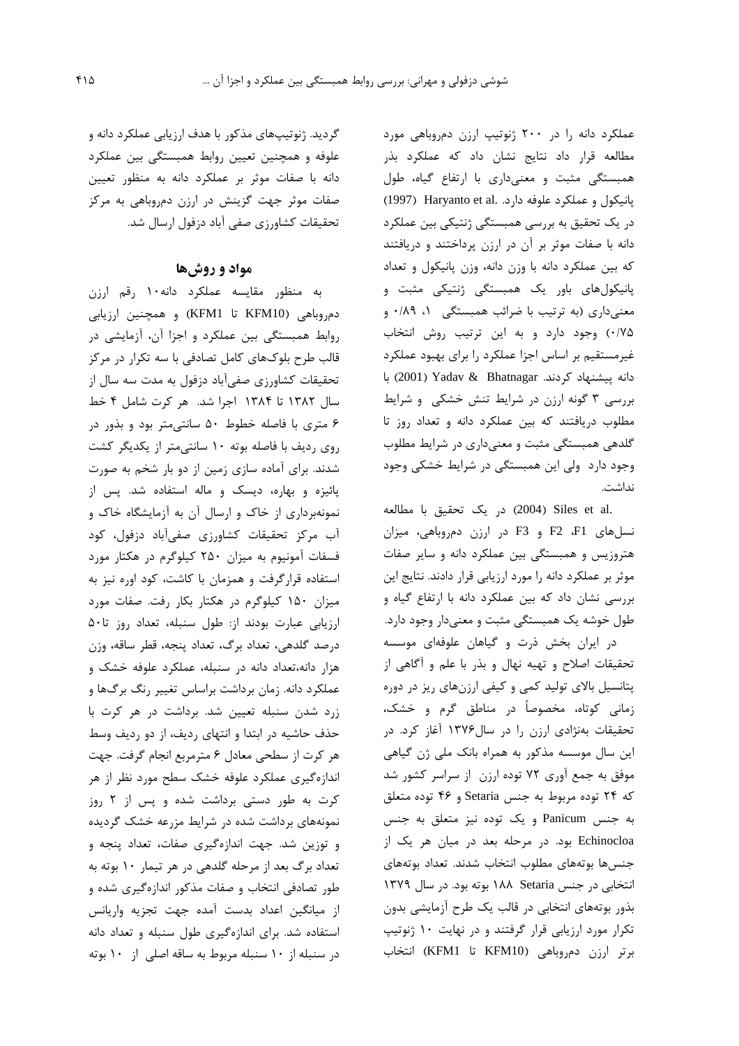عملکرد دانه را در ۲۰۰ ژنوتیپ ارزن دم‌روباهی مورد مطالعه قرار داد نتایج نشان داد که عملکرد بذر همبستگی مثبت و معنی‌داری با ارتفاع گیاه، طول پانیکول و عملکرد علوفه دارد. Haryanto et al. (1997) در یک تحقیق به بررسی همبستگی ژنتیکی بین عملکرد دانه با صفات موثر بر آن در ارزن پرداختند و دریافتند که بین عملکرد دانه با وزن دانه، وزن پانیکول و تعداد پانیکول‌های باور یک همبستگی ژنتیکی مثبت و معنی‌داری (به ترتیب با ضرائب همبستگی ۱، ۰/۸۹ و ۰/۷۵) وجود دارد و به این ترتیب روش انتخاب غیرمستقیم بر اساس اجزا عملکرد را برای بهبود عملکرد دانه پیشنهاد کردند. Yadav & Bhatnagar (2001) با بررسی ۳ گونه ارزن در شرایط تنش خشکی و شرایط مطلوب دریافتند که بین عملکرد دانه و تعداد روز تا گلدهی همبستگی مثبت و معنی‌داری در شرایط مطلوب وجود دارد ولی این همبستگی در شرایط خشکی وجود نداشت.

Siles et al. (2004) در یک تحقیق با مطالعه نسل‌های F1، F2 و F3 در ارزن دم‌روباهی، میزان هتروزیس و همبستگی بین عملکرد دانه و سایر صفات موثر بر عملکرد دانه را مورد ارزیابی قرار دادند. نتایج این بررسی نشان داد که بین عملکرد دانه با ارتفاع گیاه و طول خوشه یک همبستگی مثبت و معنی‌دار وجود دارد.

در ایران بخش ذرت و گیاهان علوفه‌ای موسسه تحقیقات اصلاح و تهیه نهال و بذر با علم و آگاهی از پتانسیل بالای تولید کمی و کیفی ارزن‌های ریز در دوره زمانی کوتاه، مخصوصاً در مناطق گرم و خشک، تحقیقات بهنژادی ارزن را در سال۱۳۷۶ آغاز کرد. در این سال موسسه مذکور به همراه بانک ملی ژن گیاهی موفق به جمع آوری ۷۲ توده ارزن از سراسر کشور شد که ۲۴ توده مربوط به جنس Setaria و ۴۶ توده متعلق به جنس Panicum و یک توده نیز متعلق به جنس Echinocloa بود. در مرحله بعد در میان هر یک از جنس‌ها بوته‌های مطلوب انتخاب شدند. تعداد بوته‌های انتخابی در جنس Setaria ۱۸۸ بوته بود. در سال ۱۳۷۹ بذور بوته‌های انتخابی در قالب یک طرح آزمایشی بدون تکرار مورد ارزیابی قرار گرفتند و در نهایت ۱۰ ژنوتیپ برتر ارزن دم‌روباهی (KFM10 تا KFM1) انتخاب گردید. ژنوتیپ‌های مذکور با هدف ارزیابی عملکرد دانه و علوفه و همچنین تعیین روابط همبستگی بین عملکرد دانه با صفات موثر بر عملکرد دانه به منظور تعیین صفات موثر جهت گزینش در ارزن دم‌روباهی به مرکز تحقیقات کشاورزی صفی آباد دزفول ارسال شد.

## مواد و روش‌ها

به منظور مقایسه عملکرد دانه۱۰ رقم ارزن دم‌روباهی (KFM10 تا KFM1) و همچنین ارزیابی روابط همبستگی بین عملکرد و اجزا آن، آزمایشی در قالب طرح بلوک‌های کامل تصادفی با سه تکرار در مرکز تحقیقات کشاورزی صفی‌آباد دزفول به مدت سه سال از سال ۱۳۸۲ تا ۱۳۸۴ اجرا شد. هر کرت شامل ۴ خط ۶ متری با فاصله خطوط ۵۰ سانتی‌متر بود و بذور در روی ردیف با فاصله بوته ۱۰ سانتی‌متر از یکدیگر کشت شدند. برای آماده سازی زمین از دو بار شخم به صورت پائیزه و بهاره، دیسک و ماله استفاده شد. پس از نمونه‌برداری از خاک و ارسال آن به آزمایشگاه خاک و آب مرکز تحقیقات کشاورزی صفی‌آباد دزفول، کود فسفات آمونیوم به میزان ۲۵۰ کیلوگرم در هکتار مورد استفاده قرارگرفت و همزمان با کاشت، کود اوره نیز به میزان ۱۵۰ کیلوگرم در هکتار بکار رفت. صفات مورد ارزیابی عبارت بودند از: طول سنبله، تعداد روز تا۵۰ درصد گلدهی، تعداد برگ، تعداد پنجه، قطر ساقه، وزن هزار دانه،تعداد دانه در سنبله، عملکرد علوفه خشک و عملکرد دانه. زمان برداشت براساس تغییر رنگ برگ‌ها و زرد شدن سنبله تعیین شد. برداشت در هر کرت با حذف حاشیه در ابتدا و انتهای ردیف، از دو ردیف وسط هر کرت از سطحی معادل ۶ مترمربع انجام گرفت. جهت اندازه‌گیری عملکرد علوفه خشک سطح مورد نظر از هر کرت به طور دستی برداشت شده و پس از ۲ روز نمونه‌های برداشت شده در شرایط مزرعه خشک گردیده و توزین شد. جهت اندازه‌گیری صفات، تعداد پنجه و تعداد برگ بعد از مرحله گلدهی در هر تیمار ۱۰ بوته به طور تصادفی انتخاب و صفات مذکور اندازه‌گیری شده و از میانگین اعداد بدست آمده جهت تجزیه واریانس استفاده شد. برای اندازه‌گیری طول سنبله و تعداد دانه در سنبله از ۱۰ سنبله مربوط به ساقه اصلی از ۱۰ بوته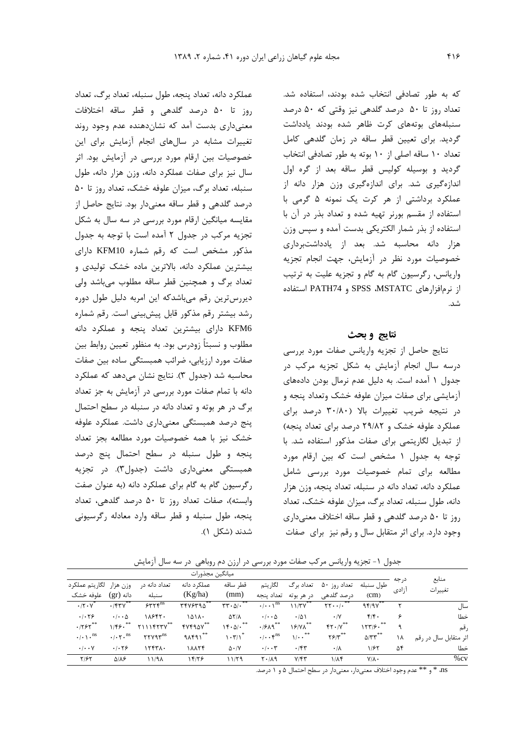که به طور تصادفی انتخاب شده بودند، استفاده شد. تعداد روز تا ۵۰ درصد گلدهی نیز وقتی که ۵۰ درصد سنبله‌های بوته‌های کرت ظاهر شده بودند یادداشت گردید. برای تعیین قطر ساقه در زمان گلدهی کامل تعداد ۱۰ ساقه اصلی از ۱۰ بوته به طور تصادفی انتخاب گردید و بوسیله کولیس قطر ساقه بعد از گره اول اندازه‌گیری شد. برای اندازه‌گیری وزن هزار دانه از عملکرد برداشتی از هر کرت یک نمونه ۵ گرمی با استفاده از مقسم بورنر تهیه شده و تعداد بذر در آن با استفاده از بذر شمار الکتریکی بدست آمده و سپس وزن هزار دانه محاسبه شد. بعد از یادداشت‌برداری خصوصیات مورد نظر در آزمایش، جهت انجام تجزیه واریانس، رگرسیون گام به گام و تجزیه علیت به ترتیب از نرم‌افزارهای MSTATC، SPSS و PATH74 استفاده شد.

## نتایج و بحث

نتایج حاصل از تجزیه واریانس صفات مورد بررسی درسه سال انجام آزمایش به شکل تجزیه مرکب در جدول ۱ آمده است. به دلیل عدم نرمال بودن داده‌های آزمایشی برای صفات میزان علوفه خشک وتعداد پنجه و در نتیجه ضریب تغییرات بالا (۳۰/۸۰ درصد برای عملکرد علوفه خشک و ۲۹/۸۲ درصد برای تعداد پنجه) از تبدیل لگاریتمی برای صفات مذکور استفاده شد. با توجه به جدول ۱ مشخص است که بین ارقام مورد مطالعه برای تمام خصوصیات مورد بررسی شامل عملکرد دانه، تعداد دانه در سنبله، تعداد پنجه، وزن هزار دانه، طول سنبله، تعداد برگ، میزان علوفه خشک، تعداد روز تا ۵۰ درصد گلدهی و قطر ساقه اختلاف معنی‌داری وجود دارد. برای اثر متقابل سال و رقم نیز برای صفات عملکرد دانه، تعداد پنجه، طول سنبله، تعداد برگ، تعداد روز تا ۵۰ درصد گلدهی و قطر ساقه اختلافات معنی‌داری بدست آمد که نشان‌دهنده عدم وجود روند تغییرات مشابه در سال‌های انجام آزمایش برای این خصوصیات بین ارقام مورد بررسی در آزمایش بود. اثر سال نیز برای صفات عملکرد دانه، وزن هزار دانه، طول سنبله، تعداد برگ، میزان علوفه خشک، تعداد روز تا ۵۰ درصد گلدهی و قطر ساقه معنی‌دار بود. نتایج حاصل از مقایسه میانگین ارقام مورد بررسی در سه سال به شکل تجزیه مرکب در جدول ۲ آمده است با توجه به جدول مذکور مشخص است که رقم شماره KFM10 دارای بیشترین عملکرد دانه، بالاترین ماده خشک تولیدی و تعداد برگ و همچنین قطر ساقه مطلوب می‌باشد ولی دیررس‌ترین رقم می‌باشدکه این امربه دلیل طول دوره رشد بیشتر رقم مذکور قابل پیش‌بینی است. رقم شماره KFM6 دارای بیشترین تعداد پنجه و عملکرد دانه مطلوب و نسبتاً زودرس بود. به منظور تعیین روابط بین صفات مورد ارزیابی، ضرائب همبستگی ساده بین صفات محاسبه شد (جدول ۳). نتایج نشان می‌دهد که عملکرد دانه با تمام صفات مورد بررسی در آزمایش به جز تعداد برگ در هر بوته و تعداد دانه در سنبله در سطح احتمال پنج درصد همبستگی معنی‌داری داشت. عملکرد علوفه خشک نیز با همه خصوصیات مورد مطالعه بجز تعداد پنجه و طول سنبله در سطح احتمال پنج درصد همبستگی معنی‌داری داشت (جدول۳). در تجزیه رگرسیون گام به گام برای عملکرد دانه (به عنوان صفت وابسته)، صفات تعداد روز تا ۵۰ درصد گلدهی، تعداد پنجه، طول سنبله و قطر ساقه وارد معادله رگرسیونی شدند (شکل ۱).

جدول ۱- تجزیه واریانس مرکب صفات مورد بررسی در ارزن دم روباهی در سه سال آزمایش

| منابع تغییرات | درجه آزادی | میانگین مجذورات | | | | | | | | |
|---|---|---|---|---|---|---|---|---|---|---|
| | | طول سنبله (cm) | تعداد روز ۵۰ درصد گلدهی | تعداد برگ در هر بوته | لگاریتم تعداد پنجه | قطر ساقه (mm) | عملکرد دانه (Kg/ha) | تعداد دانه در سنبله | وزن هزار دانه (gr) | لگاریتم عملکرد علوفه خشک |
| سال | ۲ | ۹۴/۹۷** | ۲۲۰۰/۰** | ۱۱/۳۷** | ۰/۰۰۱ns | ۳۳۰۵/۰** | ۳۴۷۶۳۹۵** | ۶۳۲۴ns | ۰/۴۳۷** | ۰/۲۰۷* |
| خطا | ۶ | ۴/۴۰ | ۰/۷ | ۰/۵۱ | ۰/۰۰۵ | ۵۲/۸ | ۱۵۱۸۰ | ۱۸۶۴۲۰ | ۰/۰۰۵ | ۰/۰۲۶ |
| رقم | ۹ | ۱۲۳/۶۰** | ۴۲۰/۷** | ۱۶/۷۸** | ۰/۶۸۹** | ۱۴۰۵/۰** | ۴۷۴۹۵۷** | ۲۱۱۱۴۲۳۷** | ۱/۴۶۰** | ۰/۲۶۳** |
| اثر متقابل سال در رقم | ۱۸ | ۵/۳۳** | ۲۶/۳** | ۱/۰۰** | ۰/۰۰۴ns | ۱۰۳/۱* | ۹۸۴۹۱** | ۲۲۷۹۳ns | ۰/۰۲۰ns | ۰/۰۱۰ns |
| خطا | ۵۴ | ۱/۶۲ | ۰/۸ | ۰/۴۳ | ۰/۰۰۳ | ۵۰/۷ | ۱۸۸۲۴ | ۱۲۴۳۸۰ | ۰/۰۲۶ | ۰/۰۰۷ |
| %cv | | ۷/۸۰ | ۱/۸۴ | ۷/۴۳ | ۲۰/۸۹ | ۱۱/۲۹ | ۱۴/۲۶ | ۱۱/۹۸ | ۵/۸۶ | ۲/۶۲ |

ns، * و ** عدم وجود اختلاف معنی‌دار، معنی‌دار در سطح احتمال ۵ و ۱ درصد.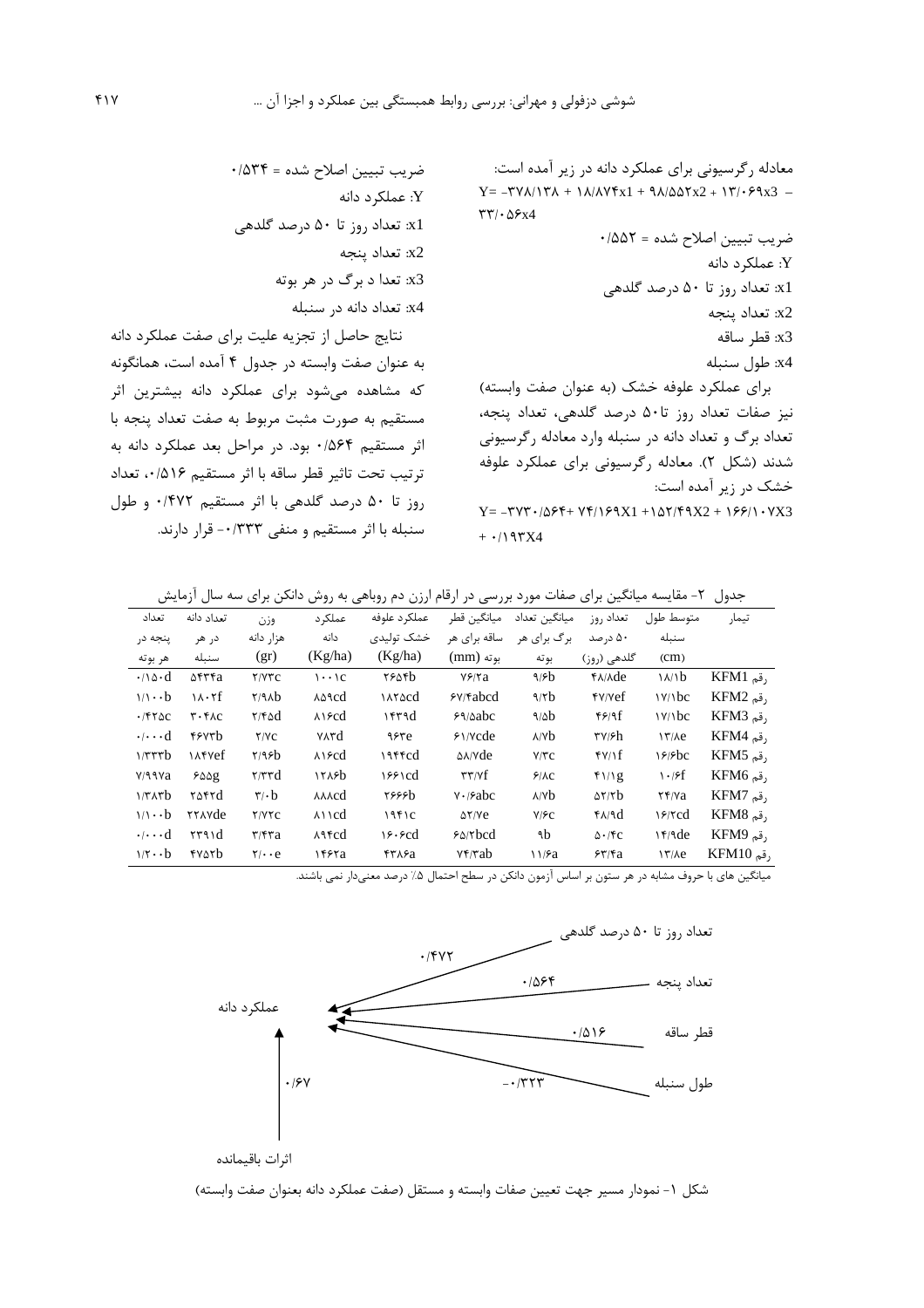معادله رگرسیونی برای عملکرد دانه در زیر آمده است:

$$Y= -378/138 + 18/874x1 + 98/552x2 + 13/069x3 - 33/056x4$$

ضریب تبیین اصلاح شده = ۰/۵۵۲

Y: عملکرد دانه

x1: تعداد روز تا ۵۰ درصد گلدهی

x2: تعداد پنجه

x3: قطر ساقه

x4: طول سنبله

برای عملکرد علوفه خشک (به عنوان صفت وابسته) نیز صفات تعداد روز تا۵۰ درصد گلدهی، تعداد پنجه، تعداد برگ و تعداد دانه در سنبله وارد معادله رگرسیونی شدند (شکل ۲). معادله رگرسیونی برای عملکرد علوفه خشک در زیر آمده است:

$$Y= -3730/564+ 74/169X1 +152/49X2 + 166/107X3 + 0/193X4$$

ضریب تبیین اصلاح شده = ۰/۵۳۴

Y: عملکرد دانه

x1: تعداد روز تا ۵۰ درصد گلدهی

x2: تعداد پنجه

x3: تعدا د برگ در هر بوته

x4: تعداد دانه در سنبله

نتایج حاصل از تجزیه علیت برای صفت عملکرد دانه به عنوان صفت وابسته در جدول ۴ آمده است، همانگونه که مشاهده می‌شود برای عملکرد دانه بیشترین اثر مستقیم به صورت مثبت مربوط به صفت تعداد پنجه با اثر مستقیم ۰/۵۶۴ بود. در مراحل بعد عملکرد دانه به ترتیب تحت تاثیر قطر ساقه با اثر مستقیم ۰/۵۱۶، تعداد روز تا ۵۰ درصد گلدهی با اثر مستقیم ۰/۴۷۲ و طول سنبله با اثر مستقیم و منفی ۰/۳۳۳- قرار دارند.

جدول ۲- مقایسه میانگین برای صفات مورد بررسی در ارقام ارزن دم روباهی به روش دانکن برای سه سال آزمایش

| تیمار | متوسط طول سنبله (cm) | تعداد روز ۵۰ درصد گلدهی (روز) | میانگین تعداد برگ برای هر بوته | میانگین قطر ساقه برای هر بوته (mm) | عملکرد علوفه خشک تولیدی (Kg/ha) | عملکرد دانه (Kg/ha) | وزن هزار دانه (gr) | تعداد دانه در هر سنبله | تعداد پنجه در هر بوته |
|---|---|---|---|---|---|---|---|---|---|
| رقم KFM1 | ۱۸/۱b | ۴۸/۸de | ۹/۶b | ۷۶/۲a | ۲۶۵۴b | ۱۰۰۱c | ۲/۷۳c | ۵۴۳۴a | ۰/۱۵۰d |
| رقم KFM2 | ۱۷/۱bc | ۴۷/۷ef | ۹/۲b | ۶۷/۴abcd | ۱۸۲۵cd | ۸۵۹cd | ۲/۹۸b | ۱۸۰۲f | ۱/۱۰۰b |
| رقم KFM3 | ۱۷/۱bc | ۴۶/۹f | ۹/۵b | ۶۹/۵abc | ۱۴۳۹d | ۸۱۶cd | ۲/۴۵d | ۳۰۴۸c | ۰/۴۲۵c |
| رقم KFM4 | ۱۳/۸e | ۳۷/۶h | ۸/۷b | ۶۱/۷cde | ۹۶۳e | ۷۸۳d | ۲/۷c | ۴۶۷۳b | ۰/۰۰۰d |
| رقم KFM5 | ۱۶/۶bc | ۴۷/۱f | ۷/۳c | ۵۸/۷de | ۱۹۴۴cd | ۸۱۶cd | ۲/۹۶b | ۱۸۴۷ef | ۱/۳۳۳b |
| رقم KFM6 | ۱۰/۶f | ۴۱/۱g | ۶/۸c | ۳۳/۷f | ۱۶۶۱cd | ۱۲۸۶b | ۲/۳۳d | ۶۵۵g | ۷/۹۹۷a |
| رقم KFM7 | ۲۴/۷a | ۵۲/۲b | ۸/۷b | ۷۰/۶abc | ۲۶۶۶b | ۸۸۸cd | ۳/۰b | ۲۵۴۲d | ۱/۳۸۳b |
| رقم KFM8 | ۱۶/۲cd | ۴۸/۹d | ۷/۶c | ۵۲/۷e | ۱۹۴۱c | ۸۱۱cd | ۲/۷۲c | ۲۲۸۷de | ۱/۱۰۰b |
| رقم KFM9 | ۱۴/۹de | ۵۰/۴c | ۹b | ۶۵/۲bcd | ۱۶۰۶cd | ۸۹۴cd | ۳/۴۳a | ۲۳۹۱d | ۰/۰۰۰d |
| رقم KFM10 | ۱۳/۸e | ۶۳/۴a | ۱۱/۶a | ۷۴/۳ab | ۴۳۸۶a | ۱۴۶۲a | ۲/۰۰e | ۴۷۵۲b | ۱/۲۰۰b |

میانگین های با حروف مشابه در هر ستون بر اساس آزمون دانکن در سطح احتمال ۵٪ درصد معنی‌دار نمی باشند.

شکل ۱- نمودار مسیر جهت تعیین صفات وابسته و مستقل (صفت عملکرد دانه بعنوان صفت وابسته)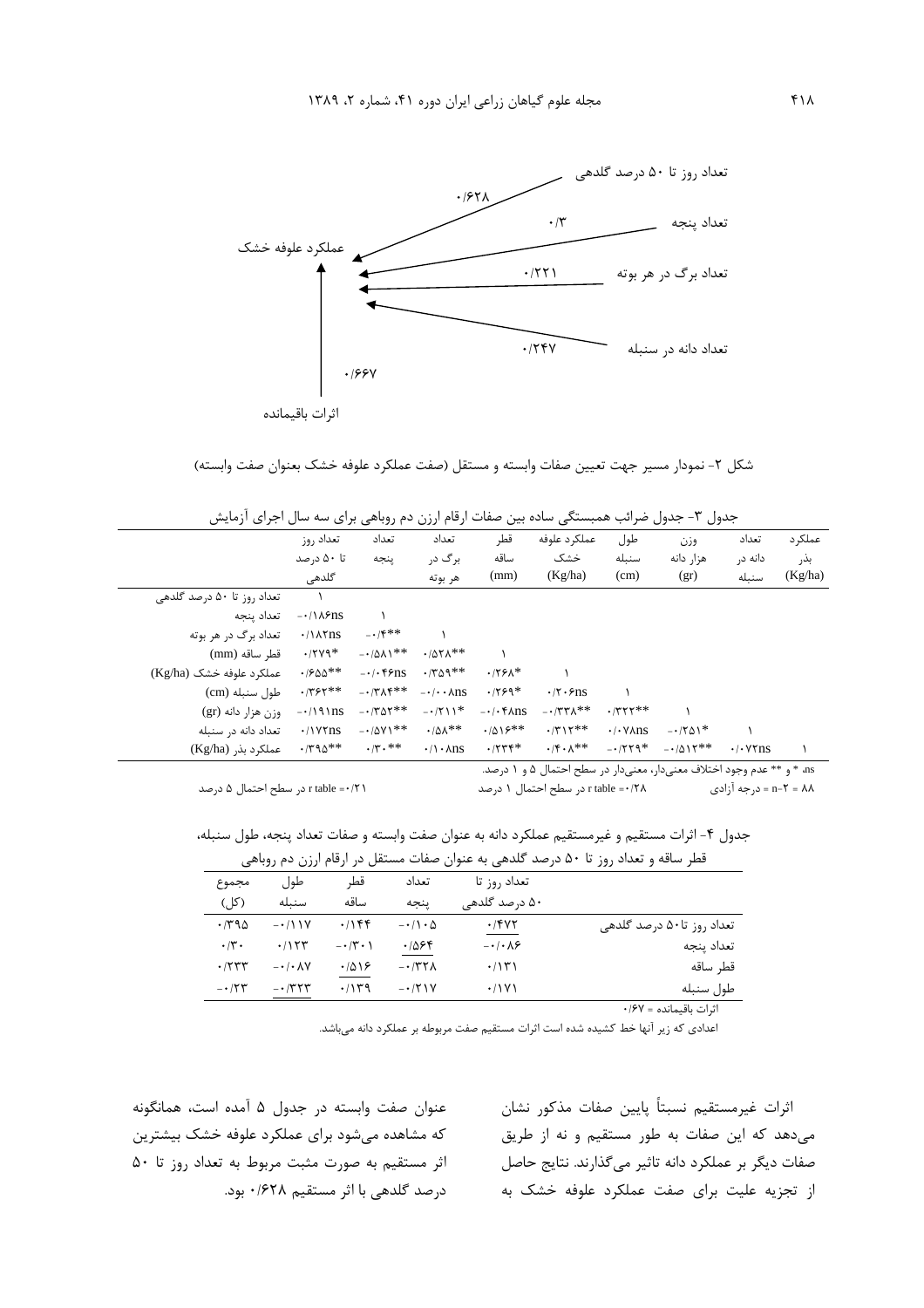تعداد روز تا ۵۰ درصد گلدهی — ۰/۶۲۸ → عملکرد علوفه خشک

تعداد پنجه — ۰/۳ → عملکرد علوفه خشک

تعداد برگ در هر بوته — ۰/۲۲۱ → عملکرد علوفه خشک

تعداد دانه در سنبله — ۰/۲۴۷ → عملکرد علوفه خشک

اثرات باقیمانده — ۰/۶۶۷ → عملکرد علوفه خشک

شکل ۲- نمودار مسیر جهت تعیین صفات وابسته و مستقل (صفت عملکرد علوفه خشک بعنوان صفت وابسته)

جدول ۳- جدول ضرائب همبستگی ساده بین صفات ارقام ارزن دم روباهی برای سه سال اجرای آزمایش

| | تعداد روز تا ۵۰ درصد گلدهی | تعداد پنجه | تعداد برگ در هر بوته | قطر ساقه (mm) | عملکرد علوفه خشک (Kg/ha) | طول سنبله (cm) | وزن هزار دانه (gr) | تعداد دانه در سنبله | عملکرد بذر (Kg/ha) |
|---|---|---|---|---|---|---|---|---|---|
| تعداد روز تا ۵۰ درصد گلدهی | ۱ | | | | | | | | |
| تعداد پنجه | -۰/۱۸۶ns | ۱ | | | | | | | |
| تعداد برگ در هر بوته | ۰/۱۸۲ns | -۰/۴** | ۱ | | | | | | |
| قطر ساقه (mm) | ۰/۲۷۹* | -۰/۵۸۱** | ۰/۵۲۸** | ۱ | | | | | |
| عملکرد علوفه خشک (Kg/ha) | ۰/۶۵۵** | -۰/۰۴۶ns | ۰/۳۵۹** | ۰/۲۶۸* | ۱ | | | | |
| طول سنبله (cm) | ۰/۳۶۲** | -۰/۳۸۴** | -۰/۰۰۸ns | ۰/۲۶۹* | ۰/۲۰۶ns | ۱ | | | |
| وزن هزار دانه (gr) | -۰/۱۹۱ns | -۰/۳۵۲** | -۰/۲۱۱* | -۰/۰۴۸ns | -۰/۳۳۸** | ۰/۳۲۲** | ۱ | | |
| تعداد دانه در سنبله | ۰/۱۷۲ns | -۰/۵۷۱** | ۰/۵۸** | ۰/۵۱۶** | ۰/۳۱۲** | ۰/۰۷۸ns | -۰/۲۵۱* | ۱ | |
| عملکرد بذر (Kg/ha) | ۰/۳۹۵** | ۰/۳۰** | ۰/۱۰۸ns | ۰/۲۳۴* | ۰/۴۰۸** | -۰/۲۲۹* | -۰/۵۱۲** | ۰/۰۷۲ns | ۱ |

ns، * و ** عدم وجود اختلاف معنی‌دار، معنی‌دار در سطح احتمال ۵ و ۱ درصد.

۸۸ = n-2 = درجه آزادی &nbsp;&nbsp;&nbsp; r table =۰/۲۸ در سطح احتمال ۱ درصد &nbsp;&nbsp;&nbsp; r table =۰/۲۱ در سطح احتمال ۵ درصد

جدول ۴- اثرات مستقیم و غیرمستقیم عملکرد دانه به عنوان صفت وابسته و صفات تعداد پنجه، طول سنبله، قطر ساقه و تعداد روز تا ۵۰ درصد گلدهی به عنوان صفات مستقل در ارقام ارزن دم روباهی

| | تعداد روز تا ۵۰ درصد گلدهی | تعداد پنجه | قطر ساقه | طول سنبله | مجموع (کل) |
|---|---|---|---|---|---|
| تعداد روز تا۵۰ درصد گلدهی | ۰/۴۷۲ | -۰/۱۰۵ | ۰/۱۴۴ | -۰/۱۱۷ | ۰/۳۹۵ |
| تعداد پنجه | -۰/۰۸۶ | ۰/۵۶۴ | -۰/۳۰۱ | ۰/۱۲۳ | ۰/۳۰ |
| قطر ساقه | ۰/۱۳۱ | -۰/۳۲۸ | ۰/۵۱۶ | -۰/۰۸۷ | ۰/۲۳۳ |
| طول سنبله | ۰/۱۷۱ | -۰/۲۱۷ | ۰/۱۳۹ | -۰/۳۲۳ | -۰/۲۳ |

اثرات باقیمانده = ۰/۶۷

اعدادی که زیر آنها خط کشیده شده است اثرات مستقیم صفت مربوطه بر عملکرد دانه می‌باشد.

اثرات غیرمستقیم نسبتاً پایین صفات مذکور نشان می‌دهد که این صفات به طور مستقیم و نه از طریق صفات دیگر بر عملکرد دانه تاثیر می‌گذارند. نتایج حاصل از تجزیه علیت برای صفت عملکرد علوفه خشک به عنوان صفت وابسته در جدول ۵ آمده است، همانگونه که مشاهده می‌شود برای عملکرد علوفه خشک بیشترین اثر مستقیم به صورت مثبت مربوط به تعداد روز تا ۵۰ درصد گلدهی با اثر مستقیم ۰/۶۲۸ بود.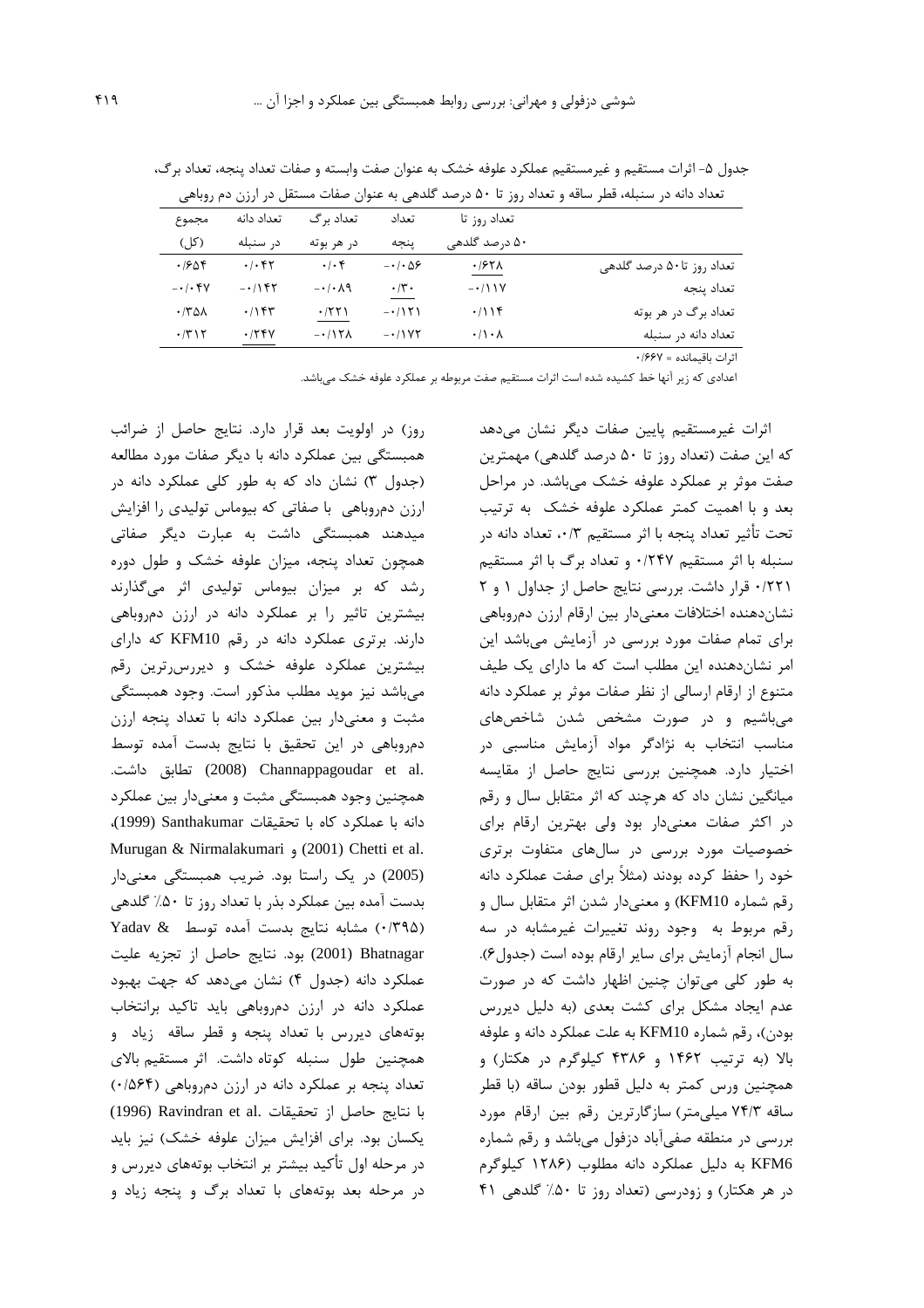جدول ۵- اثرات مستقیم و غیرمستقیم عملکرد علوفه خشک به عنوان صفت وابسته و صفات تعداد پنجه، تعداد برگ، تعداد دانه در سنبله، قطر ساقه و تعداد روز تا ۵۰ درصد گلدهی به عنوان صفات مستقل در ارزن دم روباهی

| | تعداد روز تا ۵۰ درصد گلدهی | تعداد پنجه | تعداد برگ در هر بوته | تعداد دانه در سنبله | مجموع (کل) |
|---|---|---|---|---|---|
| تعداد روز تا ۵۰ درصد گلدهی | ۰/۶۲۸ | -۰/۰۵۶ | ۰/۰۴ | ۰/۰۴۲ | ۰/۶۵۴ |
| تعداد پنجه | -۰/۱۱۷ | ۰/۳۰ | -۰/۰۸۹ | -۰/۱۴۲ | -۰/۰۴۷ |
| تعداد برگ در هر بوته | ۰/۱۱۴ | -۰/۱۲۱ | ۰/۲۲۱ | ۰/۱۴۳ | ۰/۳۵۸ |
| تعداد دانه در سنبله | ۰/۱۰۸ | -۰/۱۷۲ | -۰/۱۲۸ | ۰/۲۴۷ | ۰/۳۱۲ |

اثرات باقیمانده = ۰/۶۶۷

اعدادی که زیر آنها خط کشیده شده است اثرات مستقیم صفت مربوطه بر عملکرد علوفه خشک می‌باشد.

اثرات غیرمستقیم پایین صفات دیگر نشان می‌دهد که این صفت (تعداد روز تا ۵۰ درصد گلدهی) مهمترین صفت موثر بر عملکرد علوفه خشک می‌باشد. در مراحل بعد و با اهمیت کمتر عملکرد علوفه خشک به ترتیب تحت تأثیر تعداد پنجه با اثر مستقیم ۰/۳، تعداد دانه در سنبله با اثر مستقیم ۰/۲۴۷ و تعداد برگ با اثر مستقیم ۰/۲۲۱ قرار داشت. بررسی نتایج حاصل از جداول ۱ و ۲ نشان‌دهنده اختلافات معنی‌دار بین ارقام ارزن دم‌روباهی برای تمام صفات مورد بررسی در آزمایش می‌باشد این امر نشان‌دهنده این مطلب است که ما دارای یک طیف متنوع از ارقام ارسالی از نظر صفات موثر بر عملکرد دانه می‌باشیم و در صورت مشخص شدن شاخص‌های مناسب انتخاب به نژادگر مواد آزمایش مناسبی در اختیار دارد. همچنین بررسی نتایج حاصل از مقایسه میانگین نشان داد که هرچند که اثر متقابل سال و رقم در اکثر صفات معنی‌دار بود ولی بهترین ارقام برای خصوصیات مورد بررسی در سال‌های متفاوت برتری خود را حفظ کرده بودند (مثلاً برای صفت عملکرد دانه رقم شماره KFM10) و معنی‌دار شدن اثر متقابل سال و رقم مربوط به وجود روند تغییرات غیرمشابه در سه سال انجام آزمایش برای سایر ارقام بوده است (جدول۶). به طور کلی می‌توان چنین اظهار داشت که در صورت عدم ایجاد مشکل برای کشت بعدی (به دلیل دیررس بودن)، رقم شماره KFM10 به علت عملکرد دانه و علوفه بالا (به ترتیب ۱۴۶۲ و ۴۳۸۶ کیلوگرم در هکتار) و همچنین ورس کمتر به دلیل قطور بودن ساقه (با قطر ساقه ۷۴/۳ میلی‌متر) سازگارترین رقم بین ارقام مورد بررسی در منطقه صفی‌آباد دزفول می‌باشد و رقم شماره KFM6 به دلیل عملکرد دانه مطلوب (۱۲۸۶ کیلوگرم در هر هکتار) و زودرسی (تعداد روز تا ۵۰٪ گلدهی ۴۱ روز) در اولویت بعد قرار دارد. نتایج حاصل از ضرائب همبستگی بین عملکرد دانه با دیگر صفات مورد مطالعه (جدول ۳) نشان داد که به طور کلی عملکرد دانه در ارزن دم‌روباهی با صفاتی که بیوماس تولیدی را افزایش میدهند همبستگی داشت به عبارت دیگر صفاتی همچون تعداد پنجه، میزان علوفه خشک و طول دوره رشد که بر میزان بیوماس تولیدی اثر می‌گذارند بیشترین تاثیر را بر عملکرد دانه در ارزن دم‌روباهی دارند. برتری عملکرد دانه در رقم KFM10 که دارای بیشترین عملکرد علوفه خشک و دیررس‌ترین رقم می‌باشد نیز موید مطلب مذکور است. وجود همبستگی مثبت و معنی‌دار بین عملکرد دانه با تعداد پنجه ارزن دم‌روباهی در این تحقیق با نتایج بدست آمده توسط Channappagoudar et al. (2008) تطابق داشت. همچنین وجود همبستگی مثبت و معنی‌دار بین عملکرد دانه با عملکرد کاه با تحقیقات Santhakumar (1999)، Murugan & Nirmalakumari (2001) و Chetti et al. (2005) در یک راستا بود. ضریب همبستگی معنی‌دار بدست آمده بین عملکرد بذر با تعداد روز تا ۵۰٪ گلدهی (۰/۳۹۵) مشابه نتایج بدست آمده توسط Yadav & Bhatnagar (2001) بود. نتایج حاصل از تجزیه علیت عملکرد دانه (جدول ۴) نشان می‌دهد که جهت بهبود عملکرد دانه در ارزن دم‌روباهی باید تاکید برانتخاب بوته‌های دیررس با تعداد پنجه و قطر ساقه زیاد و همچنین طول سنبله کوتاه داشت. اثر مستقیم بالای تعداد پنجه بر عملکرد دانه در ارزن دم‌روباهی (۰/۵۶۴) با نتایج حاصل از تحقیقات Ravindran et al. (1996) یکسان بود. برای افزایش میزان علوفه خشک) نیز باید در مرحله اول تأکید بیشتر بر انتخاب بوته‌های دیررس و در مرحله بعد بوته‌های با تعداد برگ و پنجه زیاد و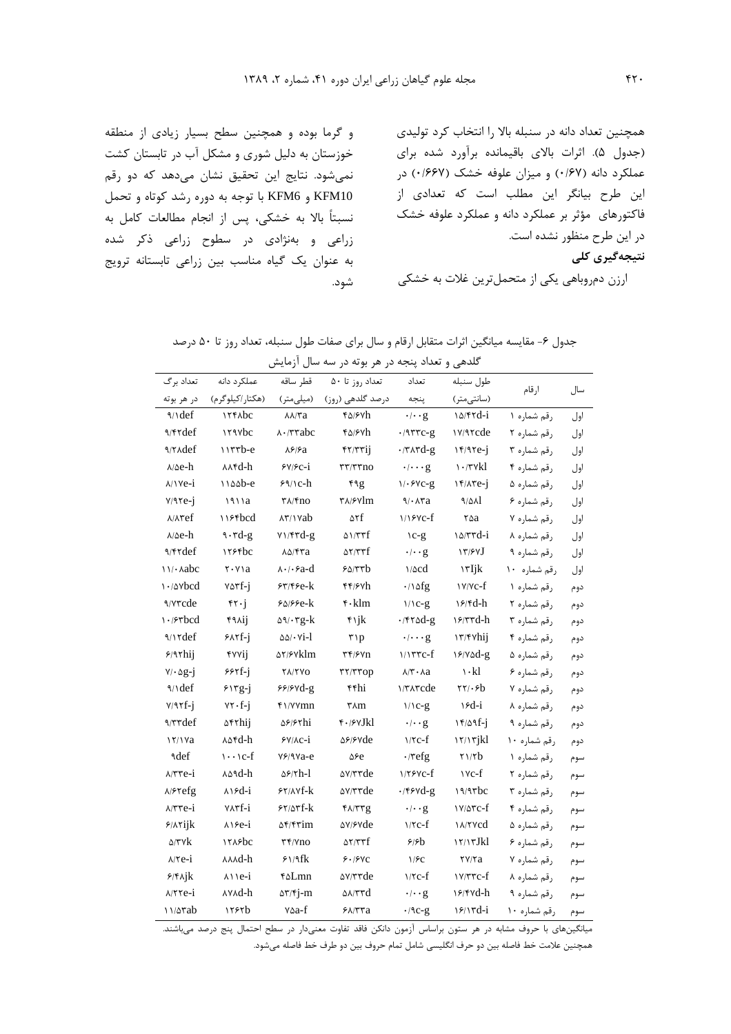همچنین تعداد دانه در سنبله بالا را انتخاب کرد تولیدی (جدول ۵). اثرات بالای باقیمانده برآورد شده برای عملکرد دانه (۰/۶۷) و میزان علوفه خشک (۰/۶۶۷) در این طرح بیانگر این مطلب است که تعدادی از فاکتورهای مؤثر بر عملکرد دانه و عملکرد علوفه خشک در این طرح منظور نشده است.

## نتیجه‌گیری کلی

ارزن دم‌روباهی یکی از متحمل‌ترین غلات به خشکی و گرما بوده و همچنین سطح بسیار زیادی از منطقه خوزستان به دلیل شوری و مشکل آب در تابستان کشت نمی‌شود. نتایج این تحقیق نشان می‌دهد که دو رقم KFM10 و KFM6 با توجه به دوره رشد کوتاه و تحمل نسبتاً بالا به خشکی، پس از انجام مطالعات کامل به زراعی و به‌نژادی در سطوح زراعی ذکر شده به عنوان یک گیاه مناسب بین زراعی تابستانه ترویج شود.

جدول ۶- مقایسه میانگین اثرات متقابل ارقام و سال برای صفات طول سنبله، تعداد روز تا ۵۰ درصد گلدهی و تعداد پنجه در هر بوته در سه سال آزمایش

| سال | ارقام | طول سنبله (سانتی‌متر) | تعداد پنجه | تعداد روز تا ۵۰ درصد گلدهی (روز) | قطر ساقه (میلی‌متر) | عملکرد دانه (هکتار/کیلوگرم) | تعداد برگ در هر بوته |
|---|---|---|---|---|---|---|---|
| اول | رقم شماره ۱ | ۱۵/۴۲d-i | ۰/۰۰g | ۴۵/۶۷h | ۸۸/۳a | ۱۲۴۸bc | ۹/۱def |
| اول | رقم شماره ۲ | ۱۷/۹۲cde | ۰/۹۳۳c-g | ۴۵/۶۷h | ۸۰/۳۳abc | ۱۲۹۷bc | ۹/۴۲def |
| اول | رقم شماره ۳ | ۱۴/۹۲e-j | ۰/۳۸۳d-g | ۴۲/۳۳ij | ۸۶/۶a | ۱۱۳۳b-e | ۹/۲۸def |
| اول | رقم شماره ۴ | ۱۰/۳۷kl | ۰/۰۰۰g | ۳۳/۳۳no | ۶۷/۶c-i | ۸۸۴d-h | ۸/۵e-h |
| اول | رقم شماره ۵ | ۱۴/۸۳e-j | ۱/۰۶۷c-g | ۴۹g | ۶۹/۱c-h | ۱۱۵۵b-e | ۸/۱۷e-i |
| اول | رقم شماره ۶ | ۹/۵۸l | ۹/۰۸۳a | ۳۸/۶۷lm | ۳۸/۴no | ۱۹۱۱a | ۷/۹۲e-j |
| اول | رقم شماره ۷ | ۲۵a | ۱/۱۶۷c-f | ۵۲f | ۸۳/۱۷ab | ۱۱۶۴bcd | ۸/۸۳ef |
| اول | رقم شماره ۸ | ۱۵/۳۳d-i | ۱c-g | ۵۱/۳۳f | ۷۱/۴۲d-g | ۹۰۳d-g | ۸/۵e-h |
| اول | رقم شماره ۹ | ۱۳/۶۷J | ۰/۰۰g | ۵۲/۳۳f | ۸۵/۴۲a | ۱۲۶۴bc | ۹/۴۲def |
| اول | رقم شماره ۱۰ | ۱۳Ijk | ۱/۵cd | ۶۵/۳۳b | ۸۰/۰۶a-d | ۲۰۷۱a | ۱۱/۰۸abc |
| دوم | رقم شماره ۱ | ۱۷/۷c-f | ۰/۱۵fg | ۴۴/۶۷h | ۶۳/۴۶e-k | ۷۵۳f-j | ۱۰/۵۷bcd |
| دوم | رقم شماره ۲ | ۱۶/۴d-h | ۱/۱c-g | ۴۰klm | ۶۵/۶۶e-k | ۴۲۰j | ۹/۷۳cde |
| دوم | رقم شماره ۳ | ۱۶/۳۳d-h | ۰/۴۲۵d-g | ۴۱jk | ۵۹/۰۳g-k | ۴۹۸ij | ۱۰/۶۳bcd |
| دوم | رقم شماره ۴ | ۱۳/۴۷hij | ۰/۰۰g | ۳۱p | ۵۵/۰۷i-l | ۶۸۲f-j | ۹/۱۲def |
| دوم | رقم شماره ۵ | ۱۶/۷۵d-g | ۱/۱۳۳c-f | ۳۴/۶۷n | ۵۲/۶۷klm | ۴۷۷ij | ۶/۹۲hij |
| دوم | رقم شماره ۶ | ۱۰kl | ۸/۳۰۸a | ۳۳/۳۳op | ۲۸/۲۷o | ۶۶۲f-j | ۷/۰۵g-j |
| دوم | رقم شماره ۷ | ۲۲/۰۶b | ۱/۳۸۳cde | ۴۴hi | ۶۶/۶۷d-g | ۶۱۳g-j | ۹/۱def |
| دوم | رقم شماره ۸ | ۱۶d-i | ۱/۱c-g | ۳۸m | ۴۱/۷۷mn | ۷۲۰f-j | ۷/۹۲f-j |
| دوم | رقم شماره ۹ | ۱۴/۵۹f-j | ۰/۰۰g | ۴۰/۶۷Jkl | ۵۶/۶۲hi | ۵۴۲hij | ۹/۳۳def |
| دوم | رقم شماره ۱۰ | ۱۲/۱۳jkl | ۱/۲c-f | ۵۶/۶۷de | ۶۷/۸c-i | ۸۵۴d-h | ۱۲/۱۷a |
| سوم | رقم شماره ۱ | ۲۱/۲b | ۰/۳efg | ۵۶e | ۷۶/۹۷a-e | ۱۰۰۱c-f | ۹def |
| سوم | رقم شماره ۲ | ۱۷c-f | ۱/۲۶۷c-f | ۵۷/۳۳de | ۵۶/۲h-l | ۸۵۹d-h | ۸/۳۳e-i |
| سوم | رقم شماره ۳ | ۱۹/۹۳bc | ۰/۴۶۷d-g | ۵۷/۳۳de | ۶۲/۸۷f-k | ۸۱۶d-i | ۸/۶۲efg |
| سوم | رقم شماره ۴ | ۱۷/۵۳c-f | ۰/۰۰g | ۴۸/۳۳g | ۶۲/۵۳f-k | ۷۸۳f-i | ۸/۳۳e-i |
| سوم | رقم شماره ۵ | ۱۸/۲۷cd | ۱/۲c-f | ۵۷/۶۷de | ۵۴/۴۳im | ۸۱۶e-i | ۶/۸۲ijk |
| سوم | رقم شماره ۶ | ۱۲/۱۳Jkl | ۶/۶b | ۵۲/۳۳f | ۳۴/۷no | ۱۲۸۶bc | ۵/۳۷k |
| سوم | رقم شماره ۷ | ۲۷/۲a | ۱/۶c | ۶۰/۶۷c | ۶۱/۹fk | ۸۸۸d-h | ۸/۲e-i |
| سوم | رقم شماره ۸ | ۱۷/۳۳c-f | ۱/۲c-f | ۵۷/۳۳de | ۴۵Lmn | ۸۱۱e-i | ۶/۴۸jk |
| سوم | رقم شماره ۹ | ۱۶/۴۷d-h | ۰/۰۰g | ۵۸/۳۳d | ۵۳/۴j-m | ۸۷۸d-h | ۸/۲۲e-i |
| سوم | رقم شماره ۱۰ | ۱۶/۱۳d-i | ۰/۹c-g | ۶۸/۳۳a | ۷۵a-f | ۱۲۶۲b | ۱۱/۵۳ab |

میانگین‌های با حروف مشابه در هر ستون براساس آزمون دانکن فاقد تفاوت معنی‌دار در سطح احتمال پنج درصد می‌باشند. همچنین علامت خط فاصله بین دو حرف انگلیسی شامل تمام حروف بین دو طرف خط فاصله می‌شود.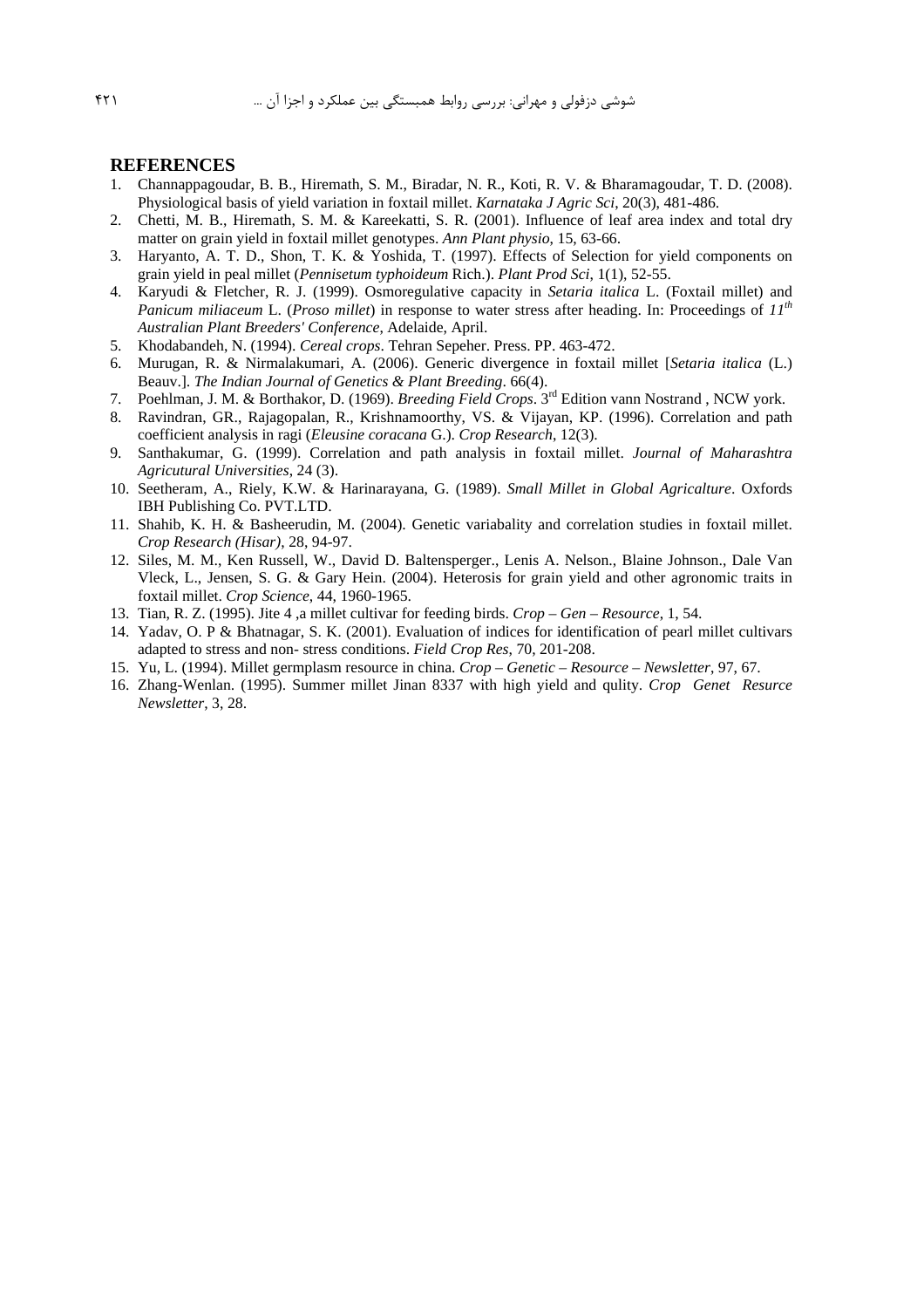## REFERENCES

1. Channappagoudar, B. B., Hiremath, S. M., Biradar, N. R., Koti, R. V. & Bharamagoudar, T. D. (2008). Physiological basis of yield variation in foxtail millet. *Karnataka J Agric Sci*, 20(3), 481-486.
2. Chetti, M. B., Hiremath, S. M. & Kareekatti, S. R. (2001). Influence of leaf area index and total dry matter on grain yield in foxtail millet genotypes. *Ann Plant physio*, 15, 63-66.
3. Haryanto, A. T. D., Shon, T. K. & Yoshida, T. (1997). Effects of Selection for yield components on grain yield in peal millet (*Pennisetum typhoideum* Rich.). *Plant Prod Sci*, 1(1), 52-55.
4. Karyudi & Fletcher, R. J. (1999). Osmoregulative capacity in *Setaria italica* L. (Foxtail millet) and *Panicum miliaceum* L. (*Proso millet*) in response to water stress after heading. In: Proceedings of *11th Australian Plant Breeders' Conference*, Adelaide, April.
5. Khodabandeh, N. (1994). *Cereal crops*. Tehran Sepeher. Press. PP. 463-472.
6. Murugan, R. & Nirmalakumari, A. (2006). Generic divergence in foxtail millet [*Setaria italica* (L.) Beauv.]. *The Indian Journal of Genetics & Plant Breeding*. 66(4).
7. Poehlman, J. M. & Borthakor, D. (1969). *Breeding Field Crops*. 3rd Edition vann Nostrand , NCW york.
8. Ravindran, GR., Rajagopalan, R., Krishnamoorthy, VS. & Vijayan, KP. (1996). Correlation and path coefficient analysis in ragi (*Eleusine coracana* G.). *Crop Research*, 12(3).
9. Santhakumar, G. (1999). Correlation and path analysis in foxtail millet. *Journal of Maharashtra Agricutural Universities*, 24 (3).
10. Seetheram, A., Riely, K.W. & Harinarayana, G. (1989). *Small Millet in Global Agricalture*. Oxfords IBH Publishing Co. PVT.LTD.
11. Shahib, K. H. & Basheerudin, M. (2004). Genetic variabality and correlation studies in foxtail millet. *Crop Research (Hisar)*, 28, 94-97.
12. Siles, M. M., Ken Russell, W., David D. Baltensperger., Lenis A. Nelson., Blaine Johnson., Dale Van Vleck, L., Jensen, S. G. & Gary Hein. (2004). Heterosis for grain yield and other agronomic traits in foxtail millet. *Crop Science*, 44, 1960-1965.
13. Tian, R. Z. (1995). Jite 4 ,a millet cultivar for feeding birds. *Crop – Gen – Resource*, 1, 54.
14. Yadav, O. P & Bhatnagar, S. K. (2001). Evaluation of indices for identification of pearl millet cultivars adapted to stress and non- stress conditions. *Field Crop Res*, 70, 201-208.
15. Yu, L. (1994). Millet germplasm resource in china. *Crop – Genetic – Resource – Newsletter*, 97, 67.
16. Zhang-Wenlan. (1995). Summer millet Jinan 8337 with high yield and qulity. *Crop Genet Resurce Newsletter*, 3, 28.